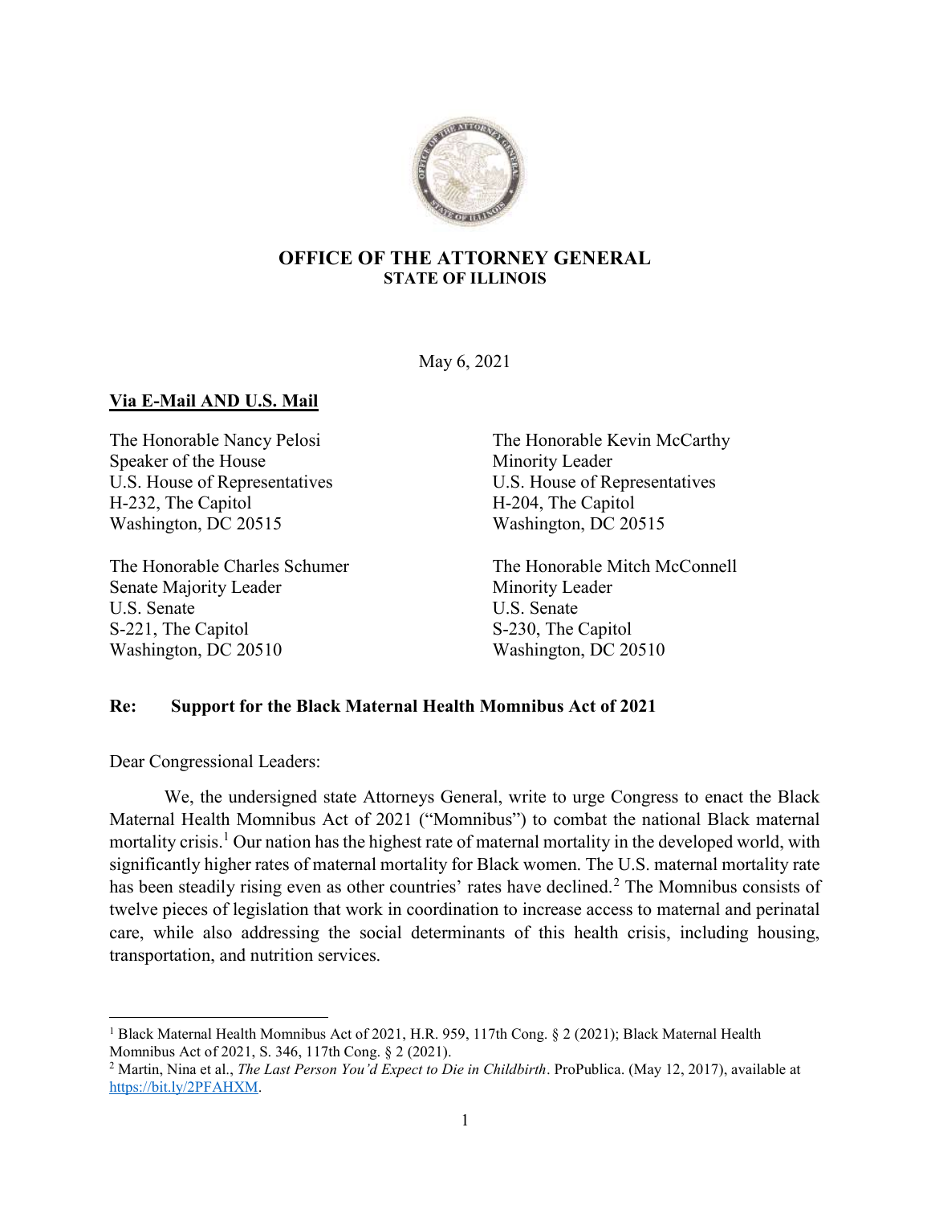**OFFICE OF THE ATTORNEY GENERAL**
**STATE OF ILLINOIS**

May 6, 2021

**Via E-Mail AND U.S. Mail**

The Honorable Nancy Pelosi
Speaker of the House
U.S. House of Representatives
H-232, The Capitol
Washington, DC 20515

The Honorable Kevin McCarthy
Minority Leader
U.S. House of Representatives
H-204, The Capitol
Washington, DC 20515

The Honorable Charles Schumer
Senate Majority Leader
U.S. Senate
S-221, The Capitol
Washington, DC 20510

The Honorable Mitch McConnell
Minority Leader
U.S. Senate
S-230, The Capitol
Washington, DC 20510

**Re: Support for the Black Maternal Health Momnibus Act of 2021**

Dear Congressional Leaders:

We, the undersigned state Attorneys General, write to urge Congress to enact the Black Maternal Health Momnibus Act of 2021 ("Momnibus") to combat the national Black maternal mortality crisis.[1] Our nation has the highest rate of maternal mortality in the developed world, with significantly higher rates of maternal mortality for Black women. The U.S. maternal mortality rate has been steadily rising even as other countries' rates have declined.[2] The Momnibus consists of twelve pieces of legislation that work in coordination to increase access to maternal and perinatal care, while also addressing the social determinants of this health crisis, including housing, transportation, and nutrition services.

---

[1] Black Maternal Health Momnibus Act of 2021, H.R. 959, 117th Cong. § 2 (2021); Black Maternal Health Momnibus Act of 2021, S. 346, 117th Cong. § 2 (2021).

[2] Martin, Nina et al., *The Last Person You'd Expect to Die in Childbirth*. ProPublica. (May 12, 2017), available at https://bit.ly/2PFAHXM.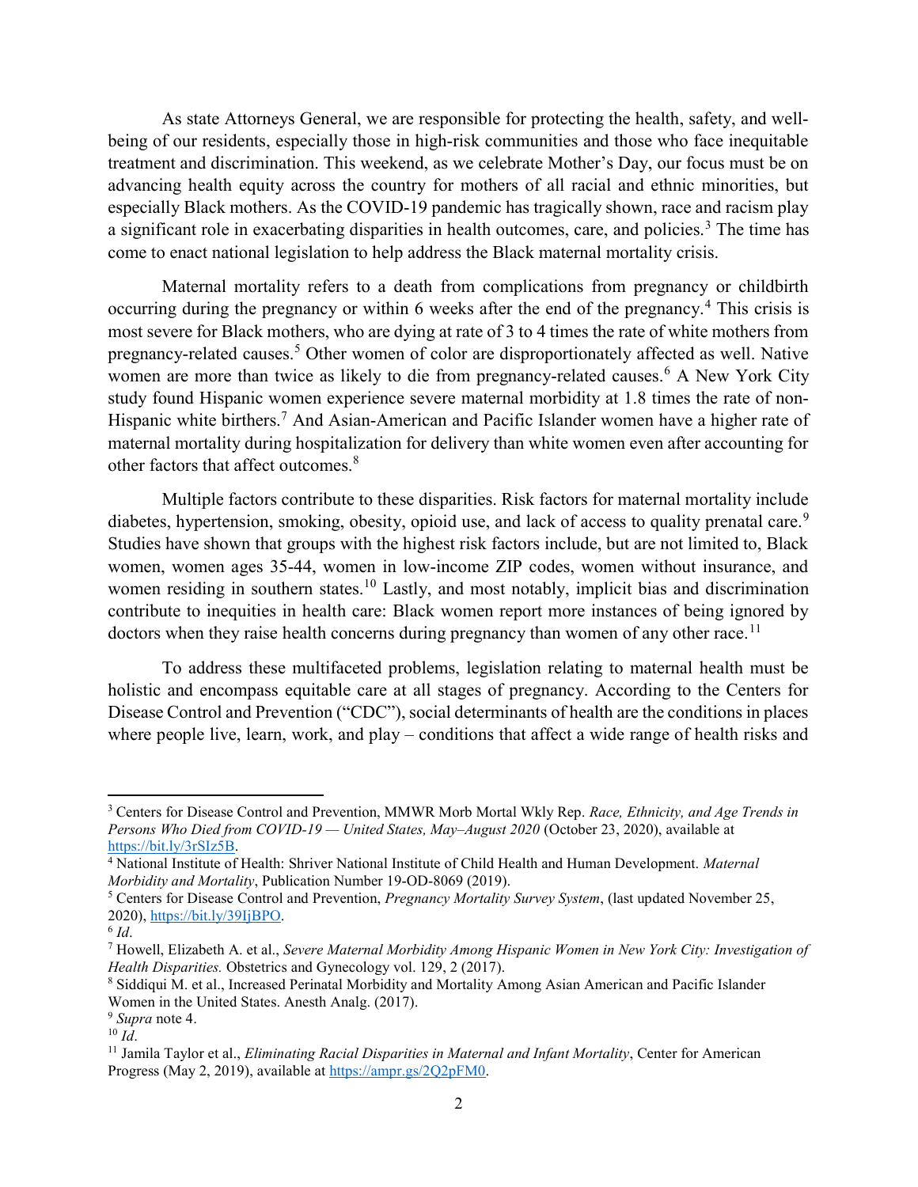As state Attorneys General, we are responsible for protecting the health, safety, and well-being of our residents, especially those in high-risk communities and those who face inequitable treatment and discrimination. This weekend, as we celebrate Mother's Day, our focus must be on advancing health equity across the country for mothers of all racial and ethnic minorities, but especially Black mothers. As the COVID-19 pandemic has tragically shown, race and racism play a significant role in exacerbating disparities in health outcomes, care, and policies.[3] The time has come to enact national legislation to help address the Black maternal mortality crisis.

Maternal mortality refers to a death from complications from pregnancy or childbirth occurring during the pregnancy or within 6 weeks after the end of the pregnancy.[4] This crisis is most severe for Black mothers, who are dying at rate of 3 to 4 times the rate of white mothers from pregnancy-related causes.[5] Other women of color are disproportionately affected as well. Native women are more than twice as likely to die from pregnancy-related causes.[6] A New York City study found Hispanic women experience severe maternal morbidity at 1.8 times the rate of non-Hispanic white birthers.[7] And Asian-American and Pacific Islander women have a higher rate of maternal mortality during hospitalization for delivery than white women even after accounting for other factors that affect outcomes.[8]

Multiple factors contribute to these disparities. Risk factors for maternal mortality include diabetes, hypertension, smoking, obesity, opioid use, and lack of access to quality prenatal care.[9] Studies have shown that groups with the highest risk factors include, but are not limited to, Black women, women ages 35-44, women in low-income ZIP codes, women without insurance, and women residing in southern states.[10] Lastly, and most notably, implicit bias and discrimination contribute to inequities in health care: Black women report more instances of being ignored by doctors when they raise health concerns during pregnancy than women of any other race.[11]

To address these multifaceted problems, legislation relating to maternal health must be holistic and encompass equitable care at all stages of pregnancy. According to the Centers for Disease Control and Prevention ("CDC"), social determinants of health are the conditions in places where people live, learn, work, and play – conditions that affect a wide range of health risks and

---

[3] Centers for Disease Control and Prevention, MMWR Morb Mortal Wkly Rep. *Race, Ethnicity, and Age Trends in Persons Who Died from COVID-19 — United States, May–August 2020* (October 23, 2020), available at https://bit.ly/3rSIz5B.

[4] National Institute of Health: Shriver National Institute of Child Health and Human Development. *Maternal Morbidity and Mortality*, Publication Number 19-OD-8069 (2019).

[5] Centers for Disease Control and Prevention, *Pregnancy Mortality Survey System*, (last updated November 25, 2020), https://bit.ly/39IjBPO.

[6] *Id*.

[7] Howell, Elizabeth A. et al., *Severe Maternal Morbidity Among Hispanic Women in New York City: Investigation of Health Disparities.* Obstetrics and Gynecology vol. 129, 2 (2017).

[8] Siddiqui M. et al., Increased Perinatal Morbidity and Mortality Among Asian American and Pacific Islander Women in the United States. Anesth Analg. (2017).

[9] *Supra* note 4.

[10] *Id*.

[11] Jamila Taylor et al., *Eliminating Racial Disparities in Maternal and Infant Mortality*, Center for American Progress (May 2, 2019), available at https://ampr.gs/2Q2pFM0.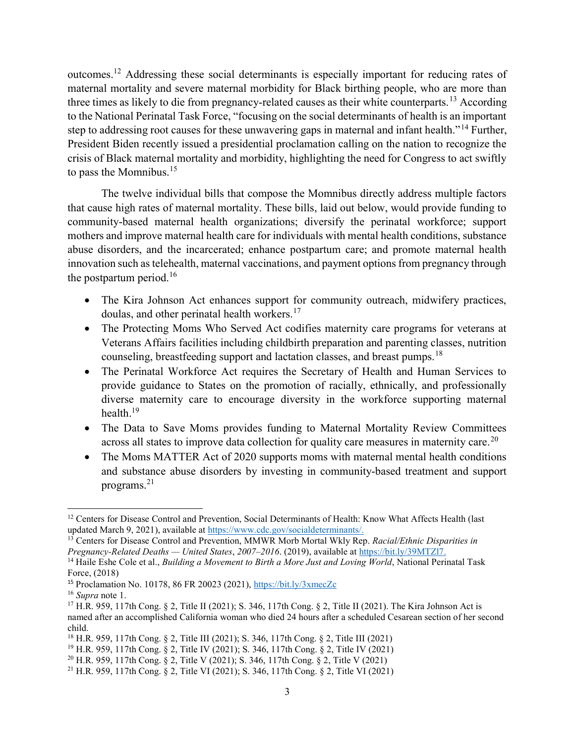outcomes.[12] Addressing these social determinants is especially important for reducing rates of maternal mortality and severe maternal morbidity for Black birthing people, who are more than three times as likely to die from pregnancy-related causes as their white counterparts.[13] According to the National Perinatal Task Force, "focusing on the social determinants of health is an important step to addressing root causes for these unwavering gaps in maternal and infant health."[14] Further, President Biden recently issued a presidential proclamation calling on the nation to recognize the crisis of Black maternal mortality and morbidity, highlighting the need for Congress to act swiftly to pass the Momnibus.[15]

The twelve individual bills that compose the Momnibus directly address multiple factors that cause high rates of maternal mortality. These bills, laid out below, would provide funding to community-based maternal health organizations; diversify the perinatal workforce; support mothers and improve maternal health care for individuals with mental health conditions, substance abuse disorders, and the incarcerated; enhance postpartum care; and promote maternal health innovation such as telehealth, maternal vaccinations, and payment options from pregnancy through the postpartum period.[16]

- The Kira Johnson Act enhances support for community outreach, midwifery practices, doulas, and other perinatal health workers.[17]
- The Protecting Moms Who Served Act codifies maternity care programs for veterans at Veterans Affairs facilities including childbirth preparation and parenting classes, nutrition counseling, breastfeeding support and lactation classes, and breast pumps.[18]
- The Perinatal Workforce Act requires the Secretary of Health and Human Services to provide guidance to States on the promotion of racially, ethnically, and professionally diverse maternity care to encourage diversity in the workforce supporting maternal health.[19]
- The Data to Save Moms provides funding to Maternal Mortality Review Committees across all states to improve data collection for quality care measures in maternity care.[20]
- The Moms MATTER Act of 2020 supports moms with maternal mental health conditions and substance abuse disorders by investing in community-based treatment and support programs.[21]

---

[12] Centers for Disease Control and Prevention, Social Determinants of Health: Know What Affects Health (last updated March 9, 2021), available at https://www.cdc.gov/socialdeterminants/.

[13] Centers for Disease Control and Prevention, MMWR Morb Mortal Wkly Rep. *Racial/Ethnic Disparities in Pregnancy-Related Deaths — United States, 2007–2016*. (2019), available at https://bit.ly/39MTZl7.

[14] Haile Eshe Cole et al., *Building a Movement to Birth a More Just and Loving World*, National Perinatal Task Force, (2018)

[15] Proclamation No. 10178, 86 FR 20023 (2021), https://bit.ly/3xmecZc

[16] *Supra* note 1.

[17] H.R. 959, 117th Cong. § 2, Title II (2021); S. 346, 117th Cong. § 2, Title II (2021). The Kira Johnson Act is named after an accomplished California woman who died 24 hours after a scheduled Cesarean section of her second child.

[18] H.R. 959, 117th Cong. § 2, Title III (2021); S. 346, 117th Cong. § 2, Title III (2021)

[19] H.R. 959, 117th Cong. § 2, Title IV (2021); S. 346, 117th Cong. § 2, Title IV (2021)

[20] H.R. 959, 117th Cong. § 2, Title V (2021); S. 346, 117th Cong. § 2, Title V (2021)

[21] H.R. 959, 117th Cong. § 2, Title VI (2021); S. 346, 117th Cong. § 2, Title VI (2021)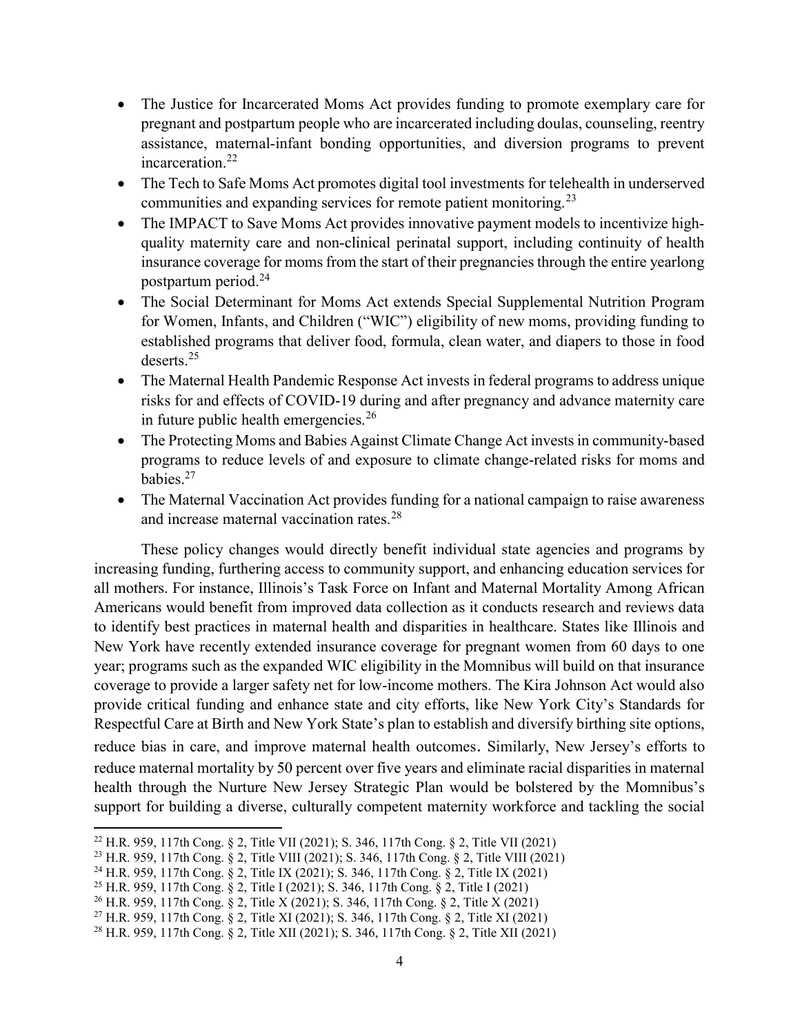- The Justice for Incarcerated Moms Act provides funding to promote exemplary care for pregnant and postpartum people who are incarcerated including doulas, counseling, reentry assistance, maternal-infant bonding opportunities, and diversion programs to prevent incarceration.[22]
- The Tech to Safe Moms Act promotes digital tool investments for telehealth in underserved communities and expanding services for remote patient monitoring.[23]
- The IMPACT to Save Moms Act provides innovative payment models to incentivize high-quality maternity care and non-clinical perinatal support, including continuity of health insurance coverage for moms from the start of their pregnancies through the entire yearlong postpartum period.[24]
- The Social Determinant for Moms Act extends Special Supplemental Nutrition Program for Women, Infants, and Children ("WIC") eligibility of new moms, providing funding to established programs that deliver food, formula, clean water, and diapers to those in food deserts.[25]
- The Maternal Health Pandemic Response Act invests in federal programs to address unique risks for and effects of COVID-19 during and after pregnancy and advance maternity care in future public health emergencies.[26]
- The Protecting Moms and Babies Against Climate Change Act invests in community-based programs to reduce levels of and exposure to climate change-related risks for moms and babies.[27]
- The Maternal Vaccination Act provides funding for a national campaign to raise awareness and increase maternal vaccination rates.[28]

These policy changes would directly benefit individual state agencies and programs by increasing funding, furthering access to community support, and enhancing education services for all mothers. For instance, Illinois's Task Force on Infant and Maternal Mortality Among African Americans would benefit from improved data collection as it conducts research and reviews data to identify best practices in maternal health and disparities in healthcare. States like Illinois and New York have recently extended insurance coverage for pregnant women from 60 days to one year; programs such as the expanded WIC eligibility in the Momnibus will build on that insurance coverage to provide a larger safety net for low-income mothers. The Kira Johnson Act would also provide critical funding and enhance state and city efforts, like New York City's Standards for Respectful Care at Birth and New York State's plan to establish and diversify birthing site options, reduce bias in care, and improve maternal health outcomes. Similarly, New Jersey's efforts to reduce maternal mortality by 50 percent over five years and eliminate racial disparities in maternal health through the Nurture New Jersey Strategic Plan would be bolstered by the Momnibus's support for building a diverse, culturally competent maternity workforce and tackling the social

[22] H.R. 959, 117th Cong. § 2, Title VII (2021); S. 346, 117th Cong. § 2, Title VII (2021)

[23] H.R. 959, 117th Cong. § 2, Title VIII (2021); S. 346, 117th Cong. § 2, Title VIII (2021)

[24] H.R. 959, 117th Cong. § 2, Title IX (2021); S. 346, 117th Cong. § 2, Title IX (2021)

[25] H.R. 959, 117th Cong. § 2, Title I (2021); S. 346, 117th Cong. § 2, Title I (2021)

[26] H.R. 959, 117th Cong. § 2, Title X (2021); S. 346, 117th Cong. § 2, Title X (2021)

[27] H.R. 959, 117th Cong. § 2, Title XI (2021); S. 346, 117th Cong. § 2, Title XI (2021)

[28] H.R. 959, 117th Cong. § 2, Title XII (2021); S. 346, 117th Cong. § 2, Title XII (2021)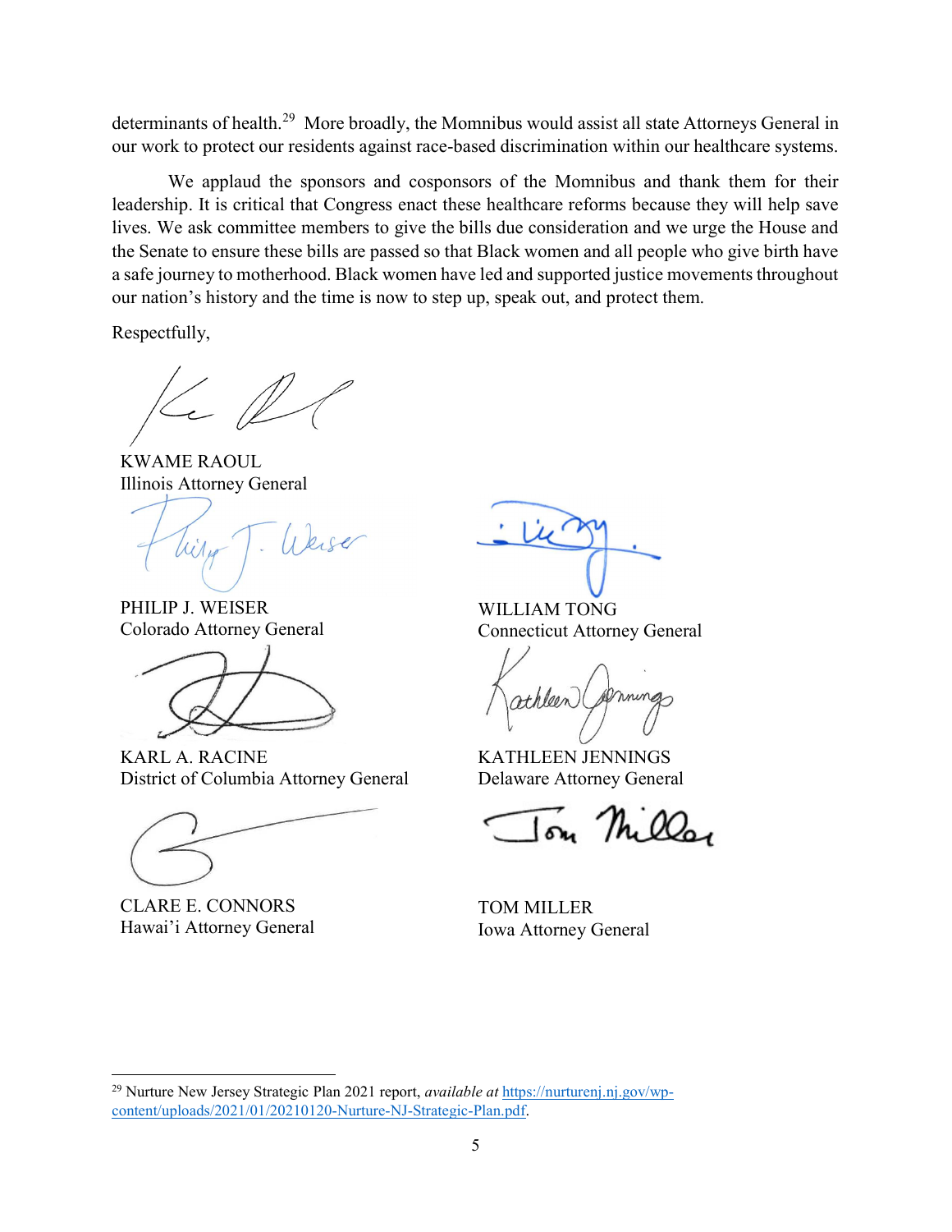determinants of health.[29] More broadly, the Momnibus would assist all state Attorneys General in our work to protect our residents against race-based discrimination within our healthcare systems.

We applaud the sponsors and cosponsors of the Momnibus and thank them for their leadership. It is critical that Congress enact these healthcare reforms because they will help save lives. We ask committee members to give the bills due consideration and we urge the House and the Senate to ensure these bills are passed so that Black women and all people who give birth have a safe journey to motherhood. Black women have led and supported justice movements throughout our nation's history and the time is now to step up, speak out, and protect them.

Respectfully,

KWAME RAOUL
Illinois Attorney General

PHILIP J. WEISER
Colorado Attorney General

WILLIAM TONG
Connecticut Attorney General

KARL A. RACINE
District of Columbia Attorney General

KATHLEEN JENNINGS
Delaware Attorney General

CLARE E. CONNORS
Hawai'i Attorney General

TOM MILLER
Iowa Attorney General

---

[29] Nurture New Jersey Strategic Plan 2021 report, *available at* https://nurturenj.nj.gov/wp-content/uploads/2021/01/20210120-Nurture-NJ-Strategic-Plan.pdf.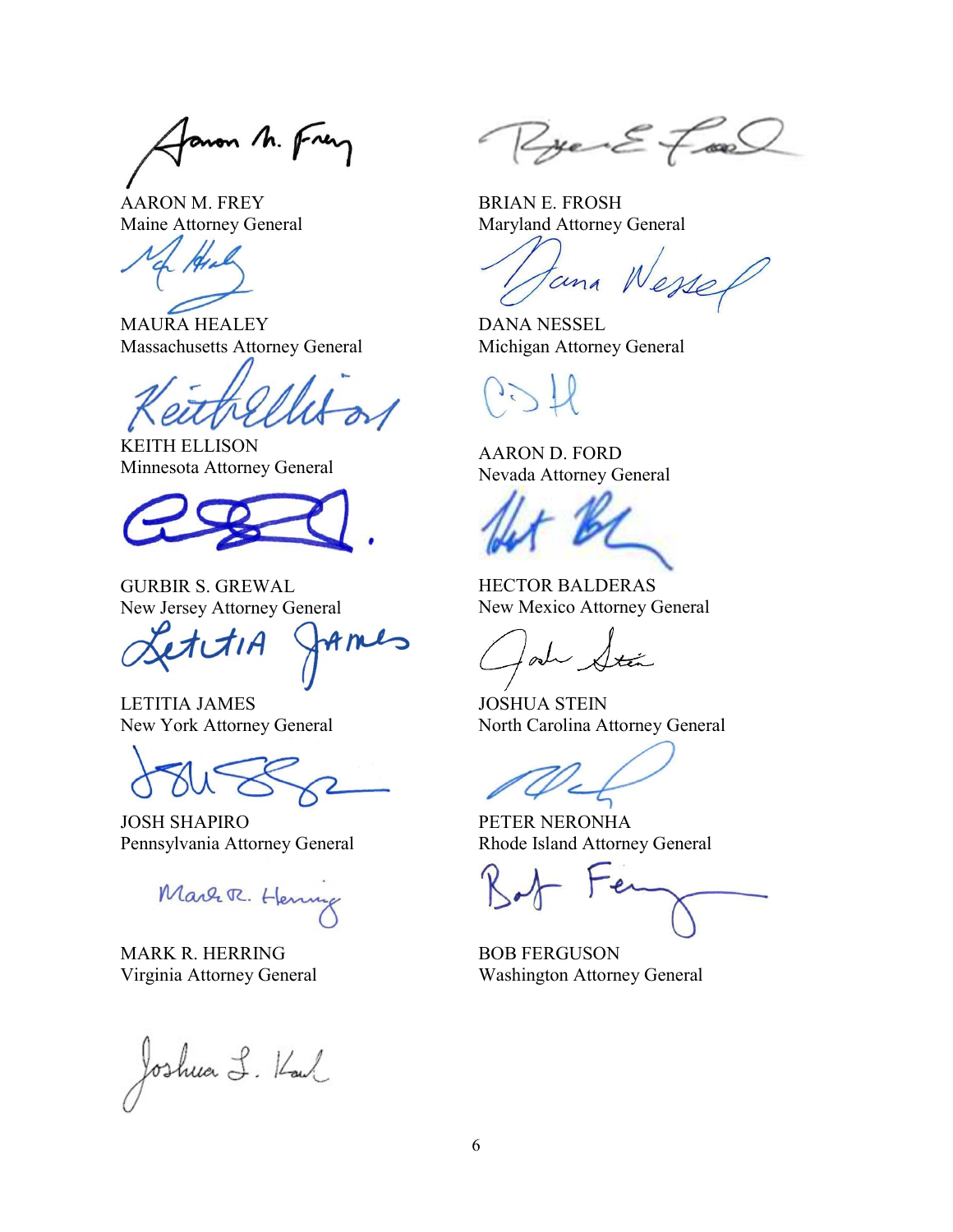AARON M. FREY
Maine Attorney General

BRIAN E. FROSH
Maryland Attorney General

MAURA HEALEY
Massachusetts Attorney General

DANA NESSEL
Michigan Attorney General

KEITH ELLISON
Minnesota Attorney General

AARON D. FORD
Nevada Attorney General

GURBIR S. GREWAL
New Jersey Attorney General

HECTOR BALDERAS
New Mexico Attorney General

LETITIA JAMES
New York Attorney General

JOSHUA STEIN
North Carolina Attorney General

JOSH SHAPIRO
Pennsylvania Attorney General

PETER NERONHA
Rhode Island Attorney General

MARK R. HERRING
Virginia Attorney General

BOB FERGUSON
Washington Attorney General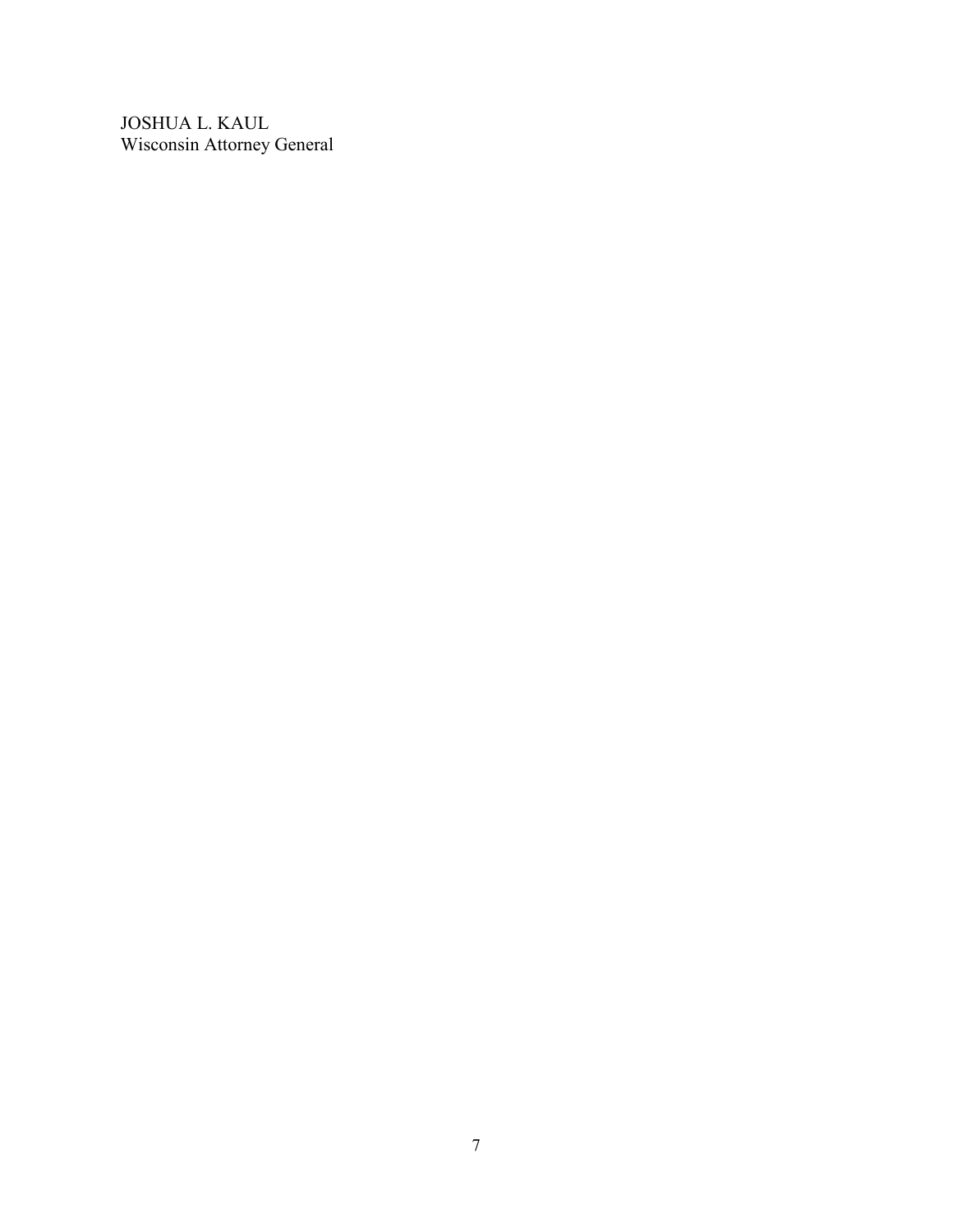JOSHUA L. KAUL
Wisconsin Attorney General